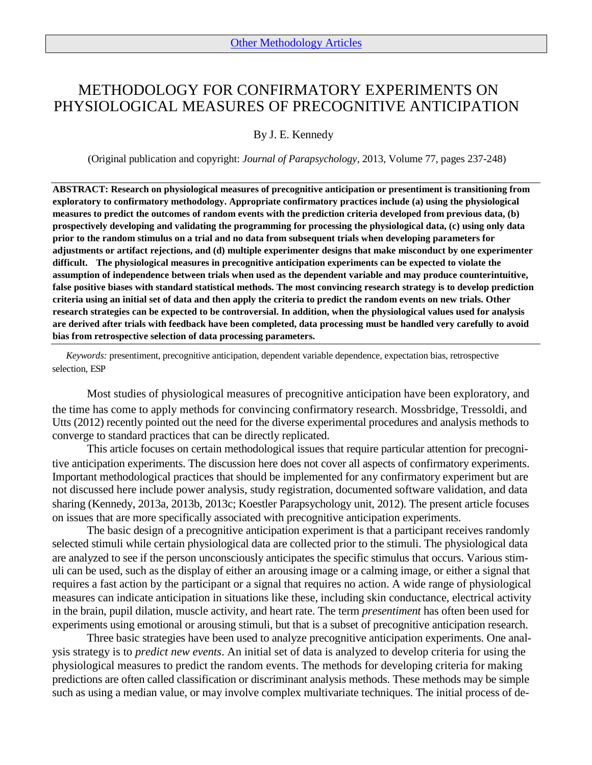Other Methodology Articles

# METHODOLOGY FOR CONFIRMATORY EXPERIMENTS ON PHYSIOLOGICAL MEASURES OF PRECOGNITIVE ANTICIPATION

By J. E. Kennedy

(Original publication and copyright: *Journal of Parapsychology*, 2013, Volume 77, pages 237-248)

**ABSTRACT: Research on physiological measures of precognitive anticipation or presentiment is transitioning from exploratory to confirmatory methodology. Appropriate confirmatory practices include (a) using the physiological measures to predict the outcomes of random events with the prediction criteria developed from previous data, (b) prospectively developing and validating the programming for processing the physiological data, (c) using only data prior to the random stimulus on a trial and no data from subsequent trials when developing parameters for adjustments or artifact rejections, and (d) multiple experimenter designs that make misconduct by one experimenter difficult. The physiological measures in precognitive anticipation experiments can be expected to violate the assumption of independence between trials when used as the dependent variable and may produce counterintuitive, false positive biases with standard statistical methods. The most convincing research strategy is to develop prediction criteria using an initial set of data and then apply the criteria to predict the random events on new trials. Other research strategies can be expected to be controversial. In addition, when the physiological values used for analysis are derived after trials with feedback have been completed, data processing must be handled very carefully to avoid bias from retrospective selection of data processing parameters.**

*Keywords:* presentiment, precognitive anticipation, dependent variable dependence, expectation bias, retrospective selection, ESP

Most studies of physiological measures of precognitive anticipation have been exploratory, and the time has come to apply methods for convincing confirmatory research. Mossbridge, Tressoldi, and Utts (2012) recently pointed out the need for the diverse experimental procedures and analysis methods to converge to standard practices that can be directly replicated.

This article focuses on certain methodological issues that require particular attention for precognitive anticipation experiments. The discussion here does not cover all aspects of confirmatory experiments. Important methodological practices that should be implemented for any confirmatory experiment but are not discussed here include power analysis, study registration, documented software validation, and data sharing (Kennedy, 2013a, 2013b, 2013c; Koestler Parapsychology unit, 2012). The present article focuses on issues that are more specifically associated with precognitive anticipation experiments.

The basic design of a precognitive anticipation experiment is that a participant receives randomly selected stimuli while certain physiological data are collected prior to the stimuli. The physiological data are analyzed to see if the person unconsciously anticipates the specific stimulus that occurs. Various stimuli can be used, such as the display of either an arousing image or a calming image, or either a signal that requires a fast action by the participant or a signal that requires no action. A wide range of physiological measures can indicate anticipation in situations like these, including skin conductance, electrical activity in the brain, pupil dilation, muscle activity, and heart rate. The term *presentiment* has often been used for experiments using emotional or arousing stimuli, but that is a subset of precognitive anticipation research.

Three basic strategies have been used to analyze precognitive anticipation experiments. One analysis strategy is to *predict new events*. An initial set of data is analyzed to develop criteria for using the physiological measures to predict the random events. The methods for developing criteria for making predictions are often called classification or discriminant analysis methods. These methods may be simple such as using a median value, or may involve complex multivariate techniques. The initial process of de-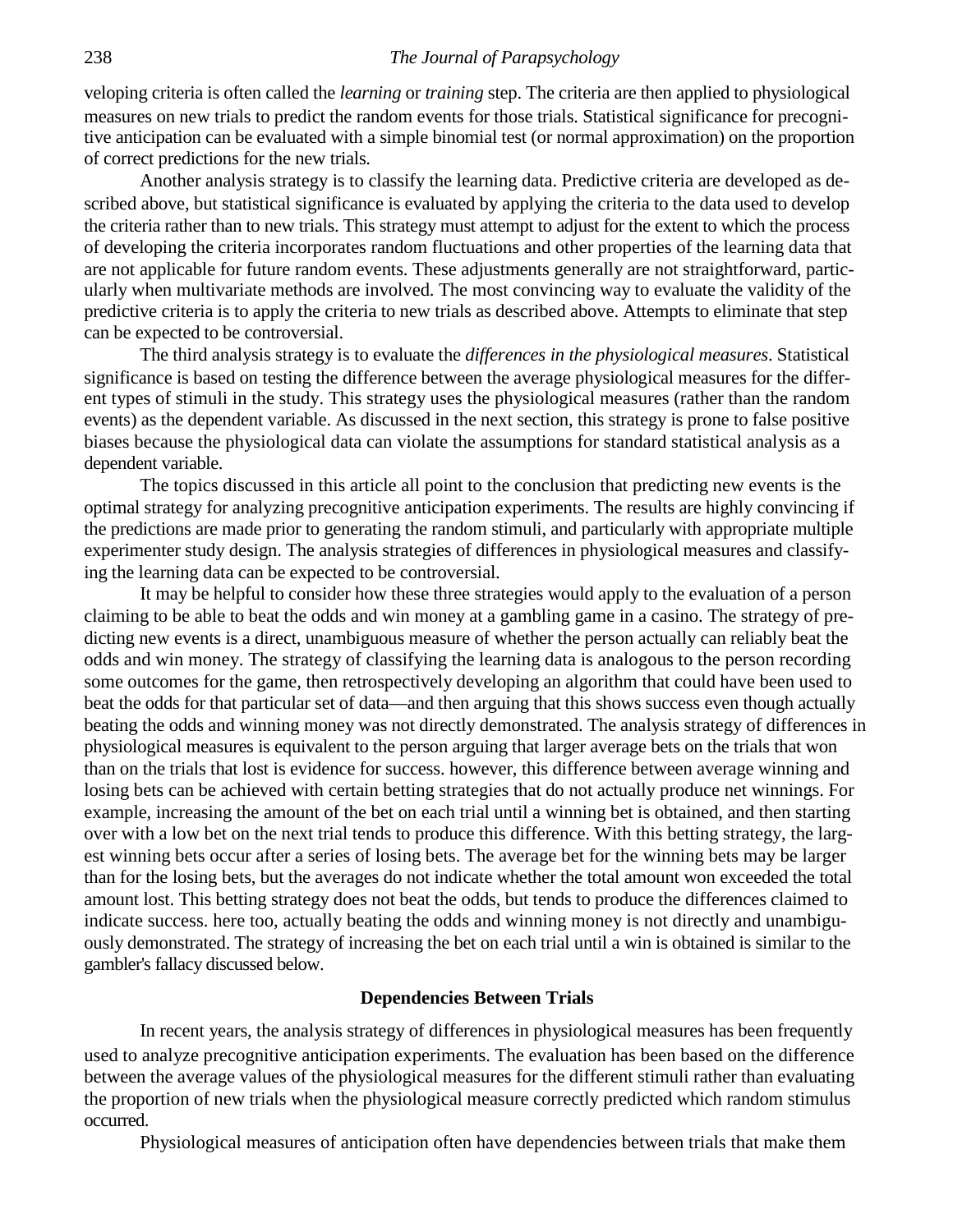veloping criteria is often called the *learning* or *training* step. The criteria are then applied to physiological measures on new trials to predict the random events for those trials. Statistical significance for precognitive anticipation can be evaluated with a simple binomial test (or normal approximation) on the proportion of correct predictions for the new trials.

Another analysis strategy is to classify the learning data. Predictive criteria are developed as described above, but statistical significance is evaluated by applying the criteria to the data used to develop the criteria rather than to new trials. This strategy must attempt to adjust for the extent to which the process of developing the criteria incorporates random fluctuations and other properties of the learning data that are not applicable for future random events. These adjustments generally are not straightforward, particularly when multivariate methods are involved. The most convincing way to evaluate the validity of the predictive criteria is to apply the criteria to new trials as described above. Attempts to eliminate that step can be expected to be controversial.

The third analysis strategy is to evaluate the *differences in the physiological measures*. Statistical significance is based on testing the difference between the average physiological measures for the different types of stimuli in the study. This strategy uses the physiological measures (rather than the random events) as the dependent variable. As discussed in the next section, this strategy is prone to false positive biases because the physiological data can violate the assumptions for standard statistical analysis as a dependent variable.

The topics discussed in this article all point to the conclusion that predicting new events is the optimal strategy for analyzing precognitive anticipation experiments. The results are highly convincing if the predictions are made prior to generating the random stimuli, and particularly with appropriate multiple experimenter study design. The analysis strategies of differences in physiological measures and classifying the learning data can be expected to be controversial.

It may be helpful to consider how these three strategies would apply to the evaluation of a person claiming to be able to beat the odds and win money at a gambling game in a casino. The strategy of predicting new events is a direct, unambiguous measure of whether the person actually can reliably beat the odds and win money. The strategy of classifying the learning data is analogous to the person recording some outcomes for the game, then retrospectively developing an algorithm that could have been used to beat the odds for that particular set of data—and then arguing that this shows success even though actually beating the odds and winning money was not directly demonstrated. The analysis strategy of differences in physiological measures is equivalent to the person arguing that larger average bets on the trials that won than on the trials that lost is evidence for success. however, this difference between average winning and losing bets can be achieved with certain betting strategies that do not actually produce net winnings. For example, increasing the amount of the bet on each trial until a winning bet is obtained, and then starting over with a low bet on the next trial tends to produce this difference. With this betting strategy, the largest winning bets occur after a series of losing bets. The average bet for the winning bets may be larger than for the losing bets, but the averages do not indicate whether the total amount won exceeded the total amount lost. This betting strategy does not beat the odds, but tends to produce the differences claimed to indicate success. here too, actually beating the odds and winning money is not directly and unambiguously demonstrated. The strategy of increasing the bet on each trial until a win is obtained is similar to the gambler's fallacy discussed below.

## Dependencies Between Trials

In recent years, the analysis strategy of differences in physiological measures has been frequently used to analyze precognitive anticipation experiments. The evaluation has been based on the difference between the average values of the physiological measures for the different stimuli rather than evaluating the proportion of new trials when the physiological measure correctly predicted which random stimulus occurred.

Physiological measures of anticipation often have dependencies between trials that make them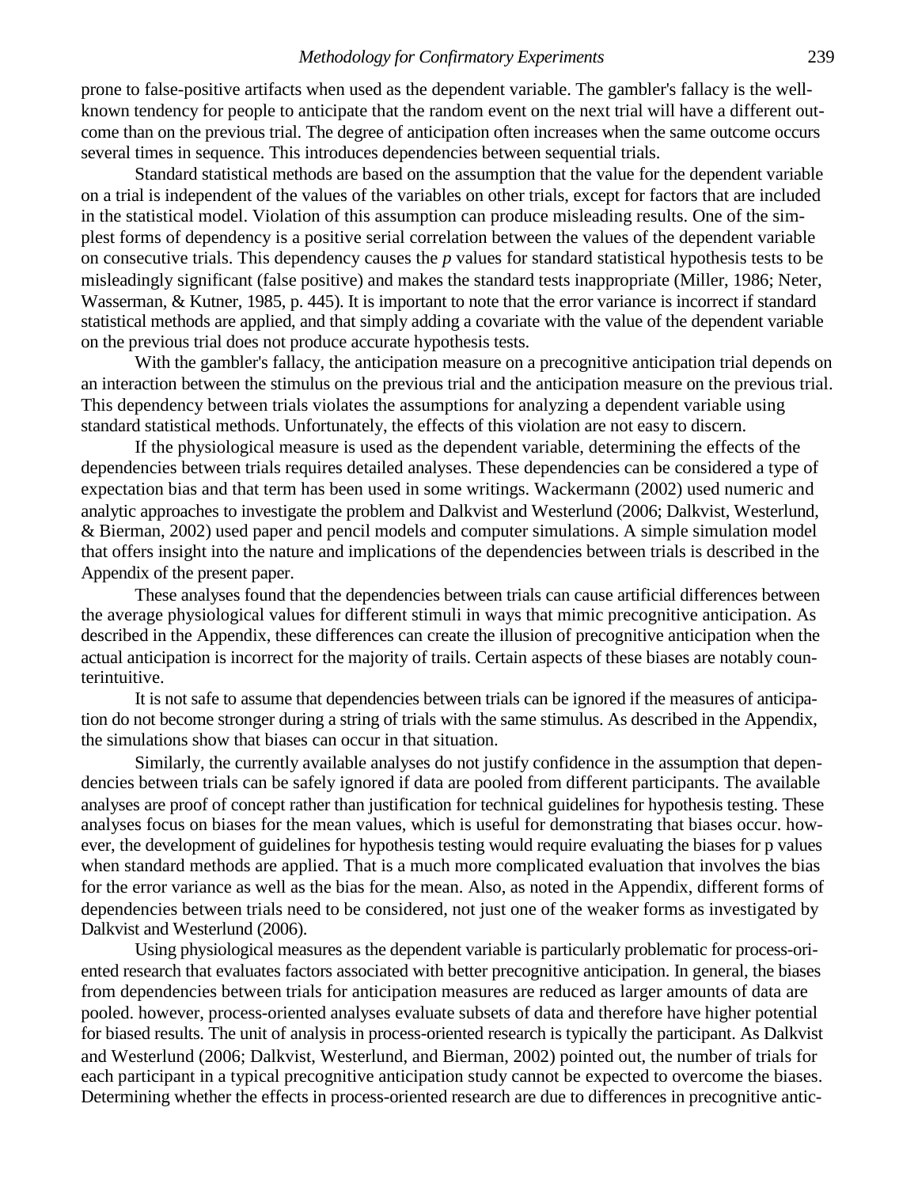prone to false-positive artifacts when used as the dependent variable. The gambler's fallacy is the well-known tendency for people to anticipate that the random event on the next trial will have a different outcome than on the previous trial. The degree of anticipation often increases when the same outcome occurs several times in sequence. This introduces dependencies between sequential trials.

Standard statistical methods are based on the assumption that the value for the dependent variable on a trial is independent of the values of the variables on other trials, except for factors that are included in the statistical model. Violation of this assumption can produce misleading results. One of the simplest forms of dependency is a positive serial correlation between the values of the dependent variable on consecutive trials. This dependency causes the *p* values for standard statistical hypothesis tests to be misleadingly significant (false positive) and makes the standard tests inappropriate (Miller, 1986; Neter, Wasserman, & Kutner, 1985, p. 445). It is important to note that the error variance is incorrect if standard statistical methods are applied, and that simply adding a covariate with the value of the dependent variable on the previous trial does not produce accurate hypothesis tests.

With the gambler's fallacy, the anticipation measure on a precognitive anticipation trial depends on an interaction between the stimulus on the previous trial and the anticipation measure on the previous trial. This dependency between trials violates the assumptions for analyzing a dependent variable using standard statistical methods. Unfortunately, the effects of this violation are not easy to discern.

If the physiological measure is used as the dependent variable, determining the effects of the dependencies between trials requires detailed analyses. These dependencies can be considered a type of expectation bias and that term has been used in some writings. Wackermann (2002) used numeric and analytic approaches to investigate the problem and Dalkvist and Westerlund (2006; Dalkvist, Westerlund, & Bierman, 2002) used paper and pencil models and computer simulations. A simple simulation model that offers insight into the nature and implications of the dependencies between trials is described in the Appendix of the present paper.

These analyses found that the dependencies between trials can cause artificial differences between the average physiological values for different stimuli in ways that mimic precognitive anticipation. As described in the Appendix, these differences can create the illusion of precognitive anticipation when the actual anticipation is incorrect for the majority of trails. Certain aspects of these biases are notably counterintuitive.

It is not safe to assume that dependencies between trials can be ignored if the measures of anticipation do not become stronger during a string of trials with the same stimulus. As described in the Appendix, the simulations show that biases can occur in that situation.

Similarly, the currently available analyses do not justify confidence in the assumption that dependencies between trials can be safely ignored if data are pooled from different participants. The available analyses are proof of concept rather than justification for technical guidelines for hypothesis testing. These analyses focus on biases for the mean values, which is useful for demonstrating that biases occur. however, the development of guidelines for hypothesis testing would require evaluating the biases for p values when standard methods are applied. That is a much more complicated evaluation that involves the bias for the error variance as well as the bias for the mean. Also, as noted in the Appendix, different forms of dependencies between trials need to be considered, not just one of the weaker forms as investigated by Dalkvist and Westerlund (2006).

Using physiological measures as the dependent variable is particularly problematic for process-oriented research that evaluates factors associated with better precognitive anticipation. In general, the biases from dependencies between trials for anticipation measures are reduced as larger amounts of data are pooled. however, process-oriented analyses evaluate subsets of data and therefore have higher potential for biased results. The unit of analysis in process-oriented research is typically the participant. As Dalkvist and Westerlund (2006; Dalkvist, Westerlund, and Bierman, 2002) pointed out, the number of trials for each participant in a typical precognitive anticipation study cannot be expected to overcome the biases. Determining whether the effects in process-oriented research are due to differences in precognitive antic-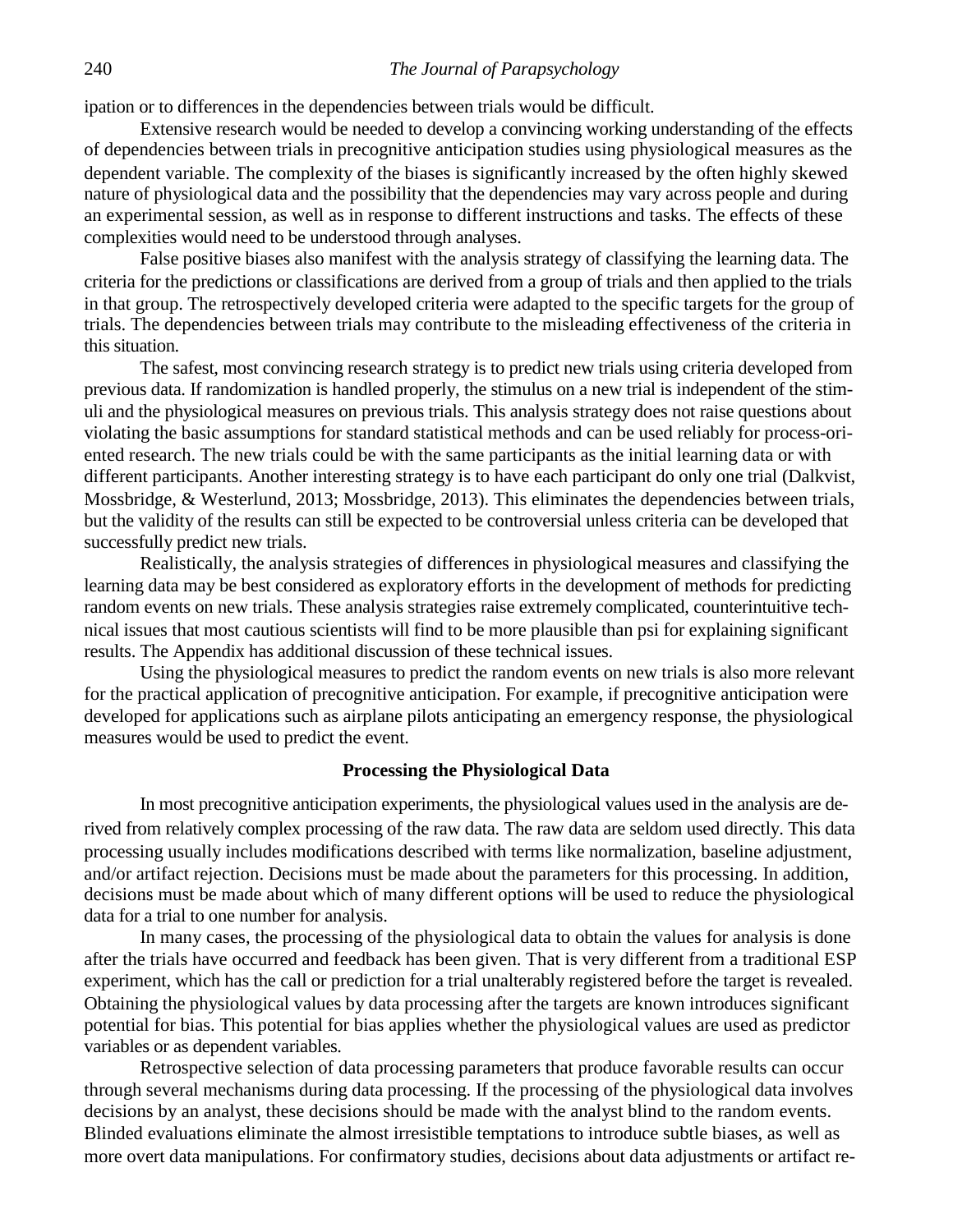ipation or to differences in the dependencies between trials would be difficult.

Extensive research would be needed to develop a convincing working understanding of the effects of dependencies between trials in precognitive anticipation studies using physiological measures as the dependent variable. The complexity of the biases is significantly increased by the often highly skewed nature of physiological data and the possibility that the dependencies may vary across people and during an experimental session, as well as in response to different instructions and tasks. The effects of these complexities would need to be understood through analyses.

False positive biases also manifest with the analysis strategy of classifying the learning data. The criteria for the predictions or classifications are derived from a group of trials and then applied to the trials in that group. The retrospectively developed criteria were adapted to the specific targets for the group of trials. The dependencies between trials may contribute to the misleading effectiveness of the criteria in this situation.

The safest, most convincing research strategy is to predict new trials using criteria developed from previous data. If randomization is handled properly, the stimulus on a new trial is independent of the stimuli and the physiological measures on previous trials. This analysis strategy does not raise questions about violating the basic assumptions for standard statistical methods and can be used reliably for process-oriented research. The new trials could be with the same participants as the initial learning data or with different participants. Another interesting strategy is to have each participant do only one trial (Dalkvist, Mossbridge, & Westerlund, 2013; Mossbridge, 2013). This eliminates the dependencies between trials, but the validity of the results can still be expected to be controversial unless criteria can be developed that successfully predict new trials.

Realistically, the analysis strategies of differences in physiological measures and classifying the learning data may be best considered as exploratory efforts in the development of methods for predicting random events on new trials. These analysis strategies raise extremely complicated, counterintuitive technical issues that most cautious scientists will find to be more plausible than psi for explaining significant results. The Appendix has additional discussion of these technical issues.

Using the physiological measures to predict the random events on new trials is also more relevant for the practical application of precognitive anticipation. For example, if precognitive anticipation were developed for applications such as airplane pilots anticipating an emergency response, the physiological measures would be used to predict the event.

## Processing the Physiological Data

In most precognitive anticipation experiments, the physiological values used in the analysis are derived from relatively complex processing of the raw data. The raw data are seldom used directly. This data processing usually includes modifications described with terms like normalization, baseline adjustment, and/or artifact rejection. Decisions must be made about the parameters for this processing. In addition, decisions must be made about which of many different options will be used to reduce the physiological data for a trial to one number for analysis.

In many cases, the processing of the physiological data to obtain the values for analysis is done after the trials have occurred and feedback has been given. That is very different from a traditional ESP experiment, which has the call or prediction for a trial unalterably registered before the target is revealed. Obtaining the physiological values by data processing after the targets are known introduces significant potential for bias. This potential for bias applies whether the physiological values are used as predictor variables or as dependent variables.

Retrospective selection of data processing parameters that produce favorable results can occur through several mechanisms during data processing. If the processing of the physiological data involves decisions by an analyst, these decisions should be made with the analyst blind to the random events. Blinded evaluations eliminate the almost irresistible temptations to introduce subtle biases, as well as more overt data manipulations. For confirmatory studies, decisions about data adjustments or artifact re-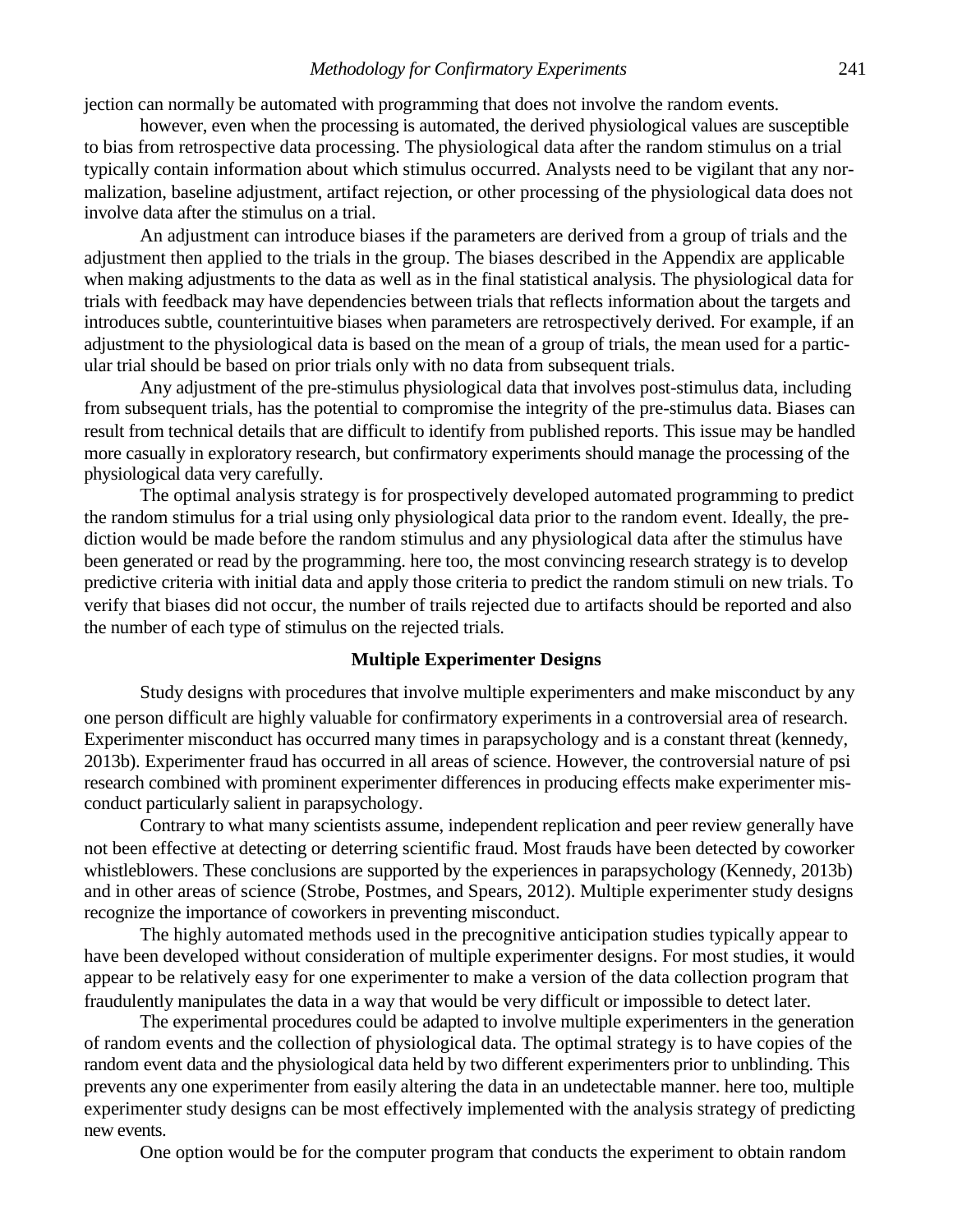jection can normally be automated with programming that does not involve the random events.

however, even when the processing is automated, the derived physiological values are susceptible to bias from retrospective data processing. The physiological data after the random stimulus on a trial typically contain information about which stimulus occurred. Analysts need to be vigilant that any normalization, baseline adjustment, artifact rejection, or other processing of the physiological data does not involve data after the stimulus on a trial.

An adjustment can introduce biases if the parameters are derived from a group of trials and the adjustment then applied to the trials in the group. The biases described in the Appendix are applicable when making adjustments to the data as well as in the final statistical analysis. The physiological data for trials with feedback may have dependencies between trials that reflects information about the targets and introduces subtle, counterintuitive biases when parameters are retrospectively derived. For example, if an adjustment to the physiological data is based on the mean of a group of trials, the mean used for a particular trial should be based on prior trials only with no data from subsequent trials.

Any adjustment of the pre-stimulus physiological data that involves post-stimulus data, including from subsequent trials, has the potential to compromise the integrity of the pre-stimulus data. Biases can result from technical details that are difficult to identify from published reports. This issue may be handled more casually in exploratory research, but confirmatory experiments should manage the processing of the physiological data very carefully.

The optimal analysis strategy is for prospectively developed automated programming to predict the random stimulus for a trial using only physiological data prior to the random event. Ideally, the prediction would be made before the random stimulus and any physiological data after the stimulus have been generated or read by the programming. here too, the most convincing research strategy is to develop predictive criteria with initial data and apply those criteria to predict the random stimuli on new trials. To verify that biases did not occur, the number of trails rejected due to artifacts should be reported and also the number of each type of stimulus on the rejected trials.

## Multiple Experimenter Designs

Study designs with procedures that involve multiple experimenters and make misconduct by any one person difficult are highly valuable for confirmatory experiments in a controversial area of research. Experimenter misconduct has occurred many times in parapsychology and is a constant threat (kennedy, 2013b). Experimenter fraud has occurred in all areas of science. However, the controversial nature of psi research combined with prominent experimenter differences in producing effects make experimenter misconduct particularly salient in parapsychology.

Contrary to what many scientists assume, independent replication and peer review generally have not been effective at detecting or deterring scientific fraud. Most frauds have been detected by coworker whistleblowers. These conclusions are supported by the experiences in parapsychology (Kennedy, 2013b) and in other areas of science (Strobe, Postmes, and Spears, 2012). Multiple experimenter study designs recognize the importance of coworkers in preventing misconduct.

The highly automated methods used in the precognitive anticipation studies typically appear to have been developed without consideration of multiple experimenter designs. For most studies, it would appear to be relatively easy for one experimenter to make a version of the data collection program that fraudulently manipulates the data in a way that would be very difficult or impossible to detect later.

The experimental procedures could be adapted to involve multiple experimenters in the generation of random events and the collection of physiological data. The optimal strategy is to have copies of the random event data and the physiological data held by two different experimenters prior to unblinding. This prevents any one experimenter from easily altering the data in an undetectable manner. here too, multiple experimenter study designs can be most effectively implemented with the analysis strategy of predicting new events.

One option would be for the computer program that conducts the experiment to obtain random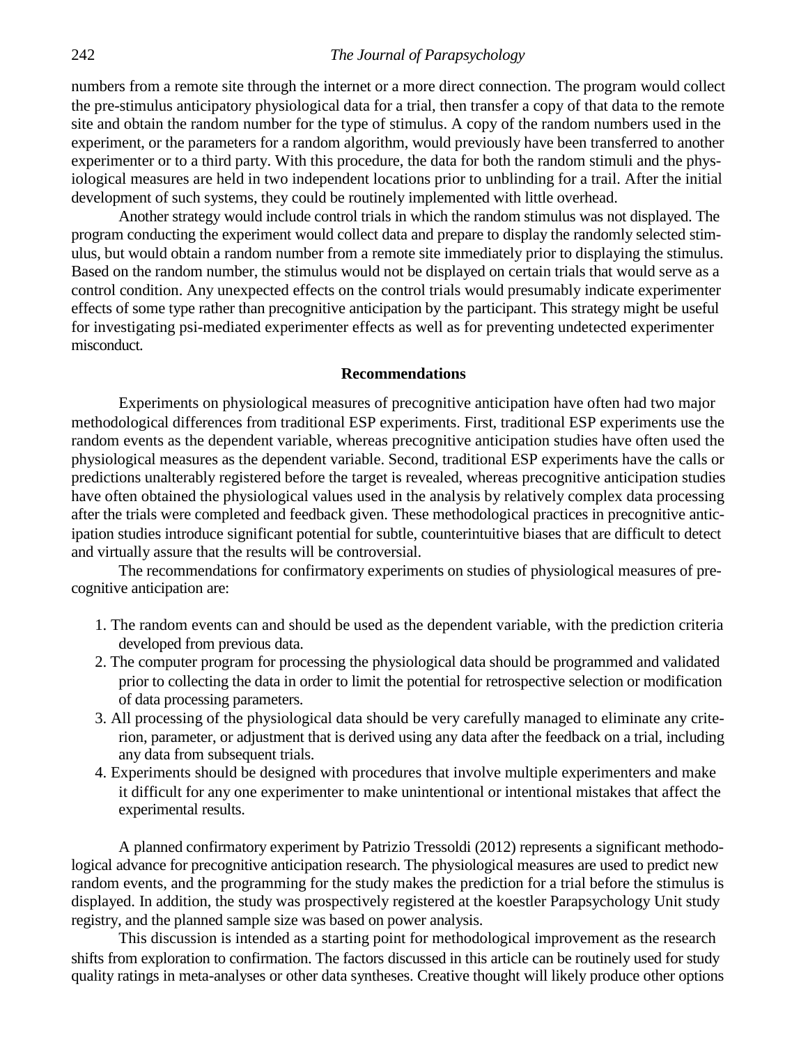numbers from a remote site through the internet or a more direct connection. The program would collect the pre-stimulus anticipatory physiological data for a trial, then transfer a copy of that data to the remote site and obtain the random number for the type of stimulus. A copy of the random numbers used in the experiment, or the parameters for a random algorithm, would previously have been transferred to another experimenter or to a third party. With this procedure, the data for both the random stimuli and the physiological measures are held in two independent locations prior to unblinding for a trail. After the initial development of such systems, they could be routinely implemented with little overhead.

Another strategy would include control trials in which the random stimulus was not displayed. The program conducting the experiment would collect data and prepare to display the randomly selected stimulus, but would obtain a random number from a remote site immediately prior to displaying the stimulus. Based on the random number, the stimulus would not be displayed on certain trials that would serve as a control condition. Any unexpected effects on the control trials would presumably indicate experimenter effects of some type rather than precognitive anticipation by the participant. This strategy might be useful for investigating psi-mediated experimenter effects as well as for preventing undetected experimenter misconduct.

## Recommendations

Experiments on physiological measures of precognitive anticipation have often had two major methodological differences from traditional ESP experiments. First, traditional ESP experiments use the random events as the dependent variable, whereas precognitive anticipation studies have often used the physiological measures as the dependent variable. Second, traditional ESP experiments have the calls or predictions unalterably registered before the target is revealed, whereas precognitive anticipation studies have often obtained the physiological values used in the analysis by relatively complex data processing after the trials were completed and feedback given. These methodological practices in precognitive anticipation studies introduce significant potential for subtle, counterintuitive biases that are difficult to detect and virtually assure that the results will be controversial.

The recommendations for confirmatory experiments on studies of physiological measures of precognitive anticipation are:

1. The random events can and should be used as the dependent variable, with the prediction criteria developed from previous data.
2. The computer program for processing the physiological data should be programmed and validated prior to collecting the data in order to limit the potential for retrospective selection or modification of data processing parameters.
3. All processing of the physiological data should be very carefully managed to eliminate any criterion, parameter, or adjustment that is derived using any data after the feedback on a trial, including any data from subsequent trials.
4. Experiments should be designed with procedures that involve multiple experimenters and make it difficult for any one experimenter to make unintentional or intentional mistakes that affect the experimental results.

A planned confirmatory experiment by Patrizio Tressoldi (2012) represents a significant methodological advance for precognitive anticipation research. The physiological measures are used to predict new random events, and the programming for the study makes the prediction for a trial before the stimulus is displayed. In addition, the study was prospectively registered at the koestler Parapsychology Unit study registry, and the planned sample size was based on power analysis.

This discussion is intended as a starting point for methodological improvement as the research shifts from exploration to confirmation. The factors discussed in this article can be routinely used for study quality ratings in meta-analyses or other data syntheses. Creative thought will likely produce other options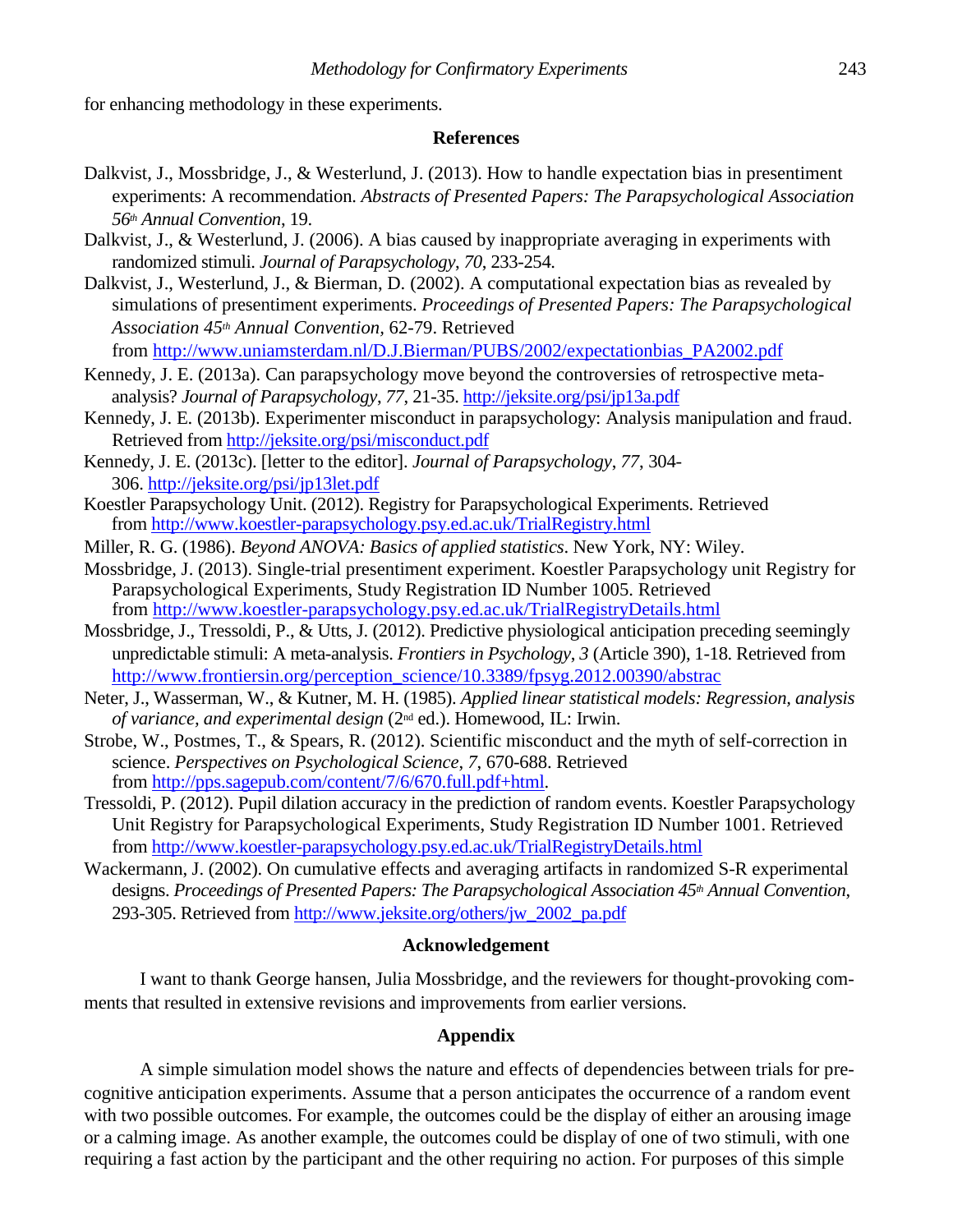for enhancing methodology in these experiments.

## References

Dalkvist, J., Mossbridge, J., & Westerlund, J. (2013). How to handle expectation bias in presentiment experiments: A recommendation. *Abstracts of Presented Papers: The Parapsychological Association 56th Annual Convention*, 19.

Dalkvist, J., & Westerlund, J. (2006). A bias caused by inappropriate averaging in experiments with randomized stimuli. *Journal of Parapsychology*, *70*, 233-254.

Dalkvist, J., Westerlund, J., & Bierman, D. (2002). A computational expectation bias as revealed by simulations of presentiment experiments. *Proceedings of Presented Papers: The Parapsychological Association 45th Annual Convention*, 62-79. Retrieved from http://www.uniamsterdam.nl/D.J.Bierman/PUBS/2002/expectationbias_PA2002.pdf

Kennedy, J. E. (2013a). Can parapsychology move beyond the controversies of retrospective meta-analysis? *Journal of Parapsychology*, *77*, 21-35. http://jeksite.org/psi/jp13a.pdf

Kennedy, J. E. (2013b). Experimenter misconduct in parapsychology: Analysis manipulation and fraud. Retrieved from http://jeksite.org/psi/misconduct.pdf

Kennedy, J. E. (2013c). [letter to the editor]. *Journal of Parapsychology*, *77*, 304-306. http://jeksite.org/psi/jp13let.pdf

Koestler Parapsychology Unit. (2012). Registry for Parapsychological Experiments. Retrieved from http://www.koestler-parapsychology.psy.ed.ac.uk/TrialRegistry.html

Miller, R. G. (1986). *Beyond ANOVA: Basics of applied statistics*. New York, NY: Wiley.

Mossbridge, J. (2013). Single-trial presentiment experiment. Koestler Parapsychology unit Registry for Parapsychological Experiments, Study Registration ID Number 1005. Retrieved from http://www.koestler-parapsychology.psy.ed.ac.uk/TrialRegistryDetails.html

Mossbridge, J., Tressoldi, P., & Utts, J. (2012). Predictive physiological anticipation preceding seemingly unpredictable stimuli: A meta-analysis. *Frontiers in Psychology*, *3* (Article 390), 1-18. Retrieved from http://www.frontiersin.org/perception_science/10.3389/fpsyg.2012.00390/abstrac

Neter, J., Wasserman, W., & Kutner, M. H. (1985). *Applied linear statistical models: Regression, analysis of variance, and experimental design* (2nd ed.). Homewood, IL: Irwin.

Strobe, W., Postmes, T., & Spears, R. (2012). Scientific misconduct and the myth of self-correction in science. *Perspectives on Psychological Science*, *7*, 670-688. Retrieved from http://pps.sagepub.com/content/7/6/670.full.pdf+html.

Tressoldi, P. (2012). Pupil dilation accuracy in the prediction of random events. Koestler Parapsychology Unit Registry for Parapsychological Experiments, Study Registration ID Number 1001. Retrieved from http://www.koestler-parapsychology.psy.ed.ac.uk/TrialRegistryDetails.html

Wackermann, J. (2002). On cumulative effects and averaging artifacts in randomized S-R experimental designs. *Proceedings of Presented Papers: The Parapsychological Association 45th Annual Convention*, 293-305. Retrieved from http://www.jeksite.org/others/jw_2002_pa.pdf

## Acknowledgement

I want to thank George hansen, Julia Mossbridge, and the reviewers for thought-provoking comments that resulted in extensive revisions and improvements from earlier versions.

## Appendix

A simple simulation model shows the nature and effects of dependencies between trials for precognitive anticipation experiments. Assume that a person anticipates the occurrence of a random event with two possible outcomes. For example, the outcomes could be the display of either an arousing image or a calming image. As another example, the outcomes could be display of one of two stimuli, with one requiring a fast action by the participant and the other requiring no action. For purposes of this simple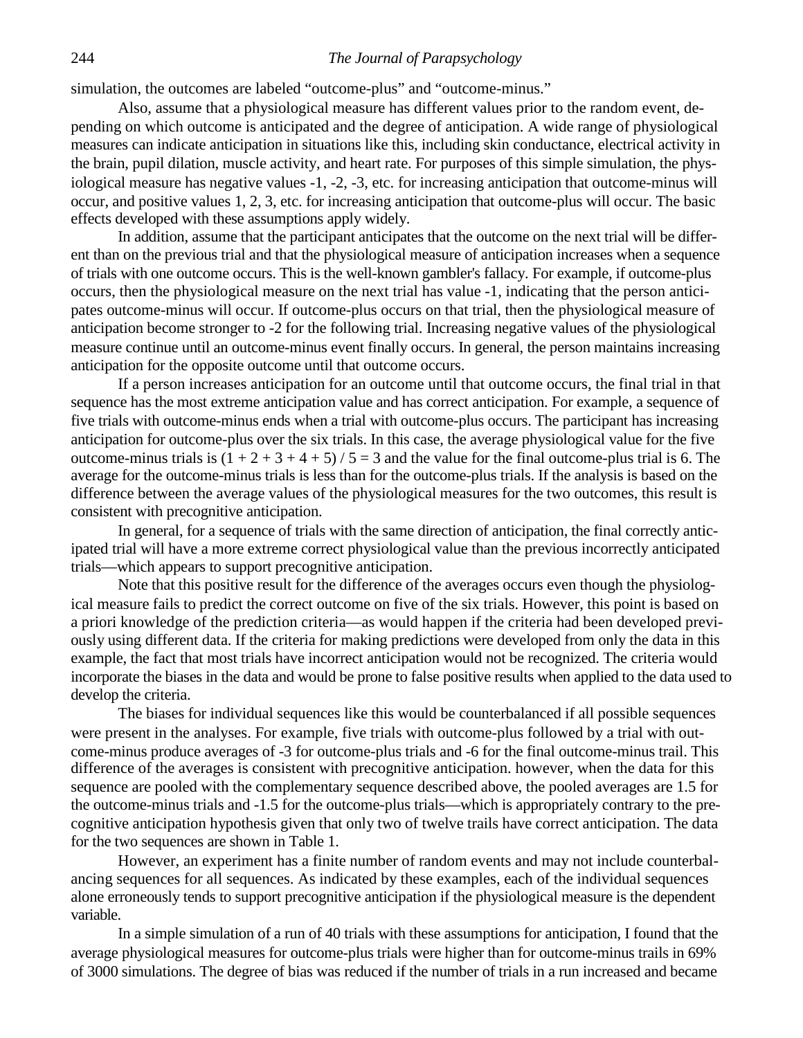simulation, the outcomes are labeled "outcome-plus" and "outcome-minus."

Also, assume that a physiological measure has different values prior to the random event, depending on which outcome is anticipated and the degree of anticipation. A wide range of physiological measures can indicate anticipation in situations like this, including skin conductance, electrical activity in the brain, pupil dilation, muscle activity, and heart rate. For purposes of this simple simulation, the physiological measure has negative values -1, -2, -3, etc. for increasing anticipation that outcome-minus will occur, and positive values 1, 2, 3, etc. for increasing anticipation that outcome-plus will occur. The basic effects developed with these assumptions apply widely.

In addition, assume that the participant anticipates that the outcome on the next trial will be different than on the previous trial and that the physiological measure of anticipation increases when a sequence of trials with one outcome occurs. This is the well-known gambler's fallacy. For example, if outcome-plus occurs, then the physiological measure on the next trial has value -1, indicating that the person anticipates outcome-minus will occur. If outcome-plus occurs on that trial, then the physiological measure of anticipation become stronger to -2 for the following trial. Increasing negative values of the physiological measure continue until an outcome-minus event finally occurs. In general, the person maintains increasing anticipation for the opposite outcome until that outcome occurs.

If a person increases anticipation for an outcome until that outcome occurs, the final trial in that sequence has the most extreme anticipation value and has correct anticipation. For example, a sequence of five trials with outcome-minus ends when a trial with outcome-plus occurs. The participant has increasing anticipation for outcome-plus over the six trials. In this case, the average physiological value for the five outcome-minus trials is $(1 + 2 + 3 + 4 + 5) / 5 = 3$ and the value for the final outcome-plus trial is 6. The average for the outcome-minus trials is less than for the outcome-plus trials. If the analysis is based on the difference between the average values of the physiological measures for the two outcomes, this result is consistent with precognitive anticipation.

In general, for a sequence of trials with the same direction of anticipation, the final correctly anticipated trial will have a more extreme correct physiological value than the previous incorrectly anticipated trials—which appears to support precognitive anticipation.

Note that this positive result for the difference of the averages occurs even though the physiological measure fails to predict the correct outcome on five of the six trials. However, this point is based on a priori knowledge of the prediction criteria—as would happen if the criteria had been developed previously using different data. If the criteria for making predictions were developed from only the data in this example, the fact that most trials have incorrect anticipation would not be recognized. The criteria would incorporate the biases in the data and would be prone to false positive results when applied to the data used to develop the criteria.

The biases for individual sequences like this would be counterbalanced if all possible sequences were present in the analyses. For example, five trials with outcome-plus followed by a trial with outcome-minus produce averages of -3 for outcome-plus trials and -6 for the final outcome-minus trail. This difference of the averages is consistent with precognitive anticipation. however, when the data for this sequence are pooled with the complementary sequence described above, the pooled averages are 1.5 for the outcome-minus trials and -1.5 for the outcome-plus trials—which is appropriately contrary to the precognitive anticipation hypothesis given that only two of twelve trails have correct anticipation. The data for the two sequences are shown in Table 1.

However, an experiment has a finite number of random events and may not include counterbalancing sequences for all sequences. As indicated by these examples, each of the individual sequences alone erroneously tends to support precognitive anticipation if the physiological measure is the dependent variable.

In a simple simulation of a run of 40 trials with these assumptions for anticipation, I found that the average physiological measures for outcome-plus trials were higher than for outcome-minus trails in 69% of 3000 simulations. The degree of bias was reduced if the number of trials in a run increased and became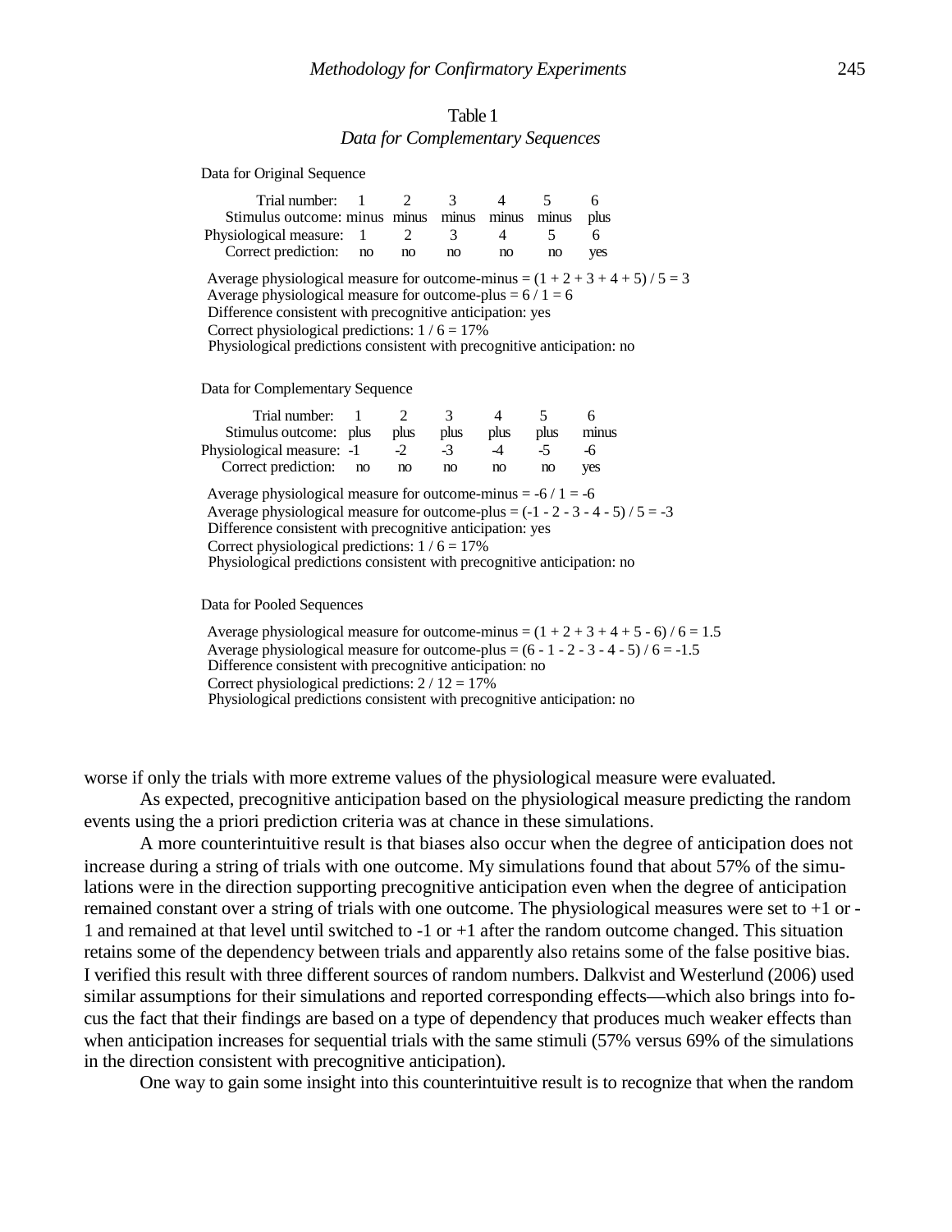Table 1

*Data for Complementary Sequences*

Data for Original Sequence

| Trial number: | 1 | 2 | 3 | 4 | 5 | 6 |
|---|---|---|---|---|---|---|
| Stimulus outcome: | minus | minus | minus | minus | minus | plus |
| Physiological measure: | 1 | 2 | 3 | 4 | 5 | 6 |
| Correct prediction: | no | no | no | no | no | yes |

Average physiological measure for outcome-minus = (1 + 2 + 3 + 4 + 5) / 5 = 3
Average physiological measure for outcome-plus = 6 / 1 = 6
Difference consistent with precognitive anticipation: yes
Correct physiological predictions: 1 / 6 = 17%
Physiological predictions consistent with precognitive anticipation: no

Data for Complementary Sequence

| Trial number: | 1 | 2 | 3 | 4 | 5 | 6 |
|---|---|---|---|---|---|---|
| Stimulus outcome: | plus | plus | plus | plus | plus | minus |
| Physiological measure: | -1 | -2 | -3 | -4 | -5 | -6 |
| Correct prediction: | no | no | no | no | no | yes |

Average physiological measure for outcome-minus = -6 / 1 = -6
Average physiological measure for outcome-plus = (-1 - 2 - 3 - 4 - 5) / 5 = -3
Difference consistent with precognitive anticipation: yes
Correct physiological predictions: 1 / 6 = 17%
Physiological predictions consistent with precognitive anticipation: no

Data for Pooled Sequences

Average physiological measure for outcome-minus = (1 + 2 + 3 + 4 + 5 - 6) / 6 = 1.5
Average physiological measure for outcome-plus = (6 - 1 - 2 - 3 - 4 - 5) / 6 = -1.5
Difference consistent with precognitive anticipation: no
Correct physiological predictions: 2 / 12 = 17%
Physiological predictions consistent with precognitive anticipation: no

worse if only the trials with more extreme values of the physiological measure were evaluated.

As expected, precognitive anticipation based on the physiological measure predicting the random events using the a priori prediction criteria was at chance in these simulations.

A more counterintuitive result is that biases also occur when the degree of anticipation does not increase during a string of trials with one outcome. My simulations found that about 57% of the simulations were in the direction supporting precognitive anticipation even when the degree of anticipation remained constant over a string of trials with one outcome. The physiological measures were set to +1 or -1 and remained at that level until switched to -1 or +1 after the random outcome changed. This situation retains some of the dependency between trials and apparently also retains some of the false positive bias. I verified this result with three different sources of random numbers. Dalkvist and Westerlund (2006) used similar assumptions for their simulations and reported corresponding effects—which also brings into focus the fact that their findings are based on a type of dependency that produces much weaker effects than when anticipation increases for sequential trials with the same stimuli (57% versus 69% of the simulations in the direction consistent with precognitive anticipation).

One way to gain some insight into this counterintuitive result is to recognize that when the random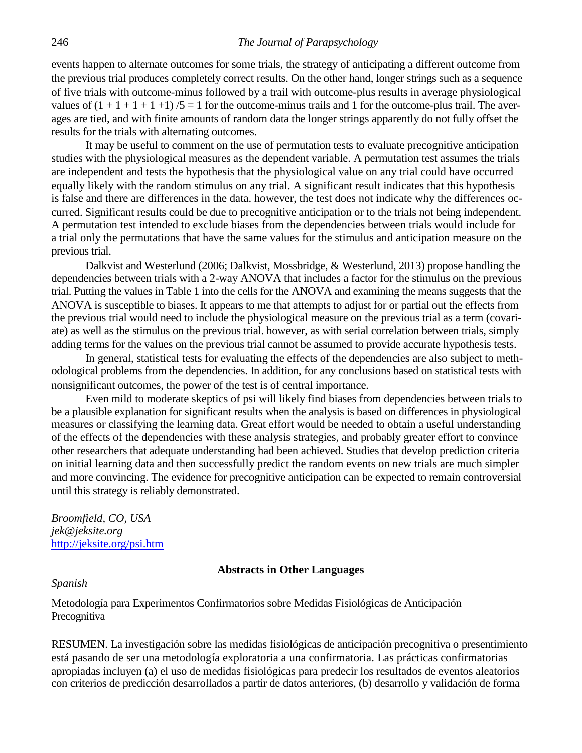events happen to alternate outcomes for some trials, the strategy of anticipating a different outcome from the previous trial produces completely correct results. On the other hand, longer strings such as a sequence of five trials with outcome-minus followed by a trail with outcome-plus results in average physiological values of $(1 + 1 + 1 + 1 +1) /5 = 1$ for the outcome-minus trails and 1 for the outcome-plus trail. The averages are tied, and with finite amounts of random data the longer strings apparently do not fully offset the results for the trials with alternating outcomes.

It may be useful to comment on the use of permutation tests to evaluate precognitive anticipation studies with the physiological measures as the dependent variable. A permutation test assumes the trials are independent and tests the hypothesis that the physiological value on any trial could have occurred equally likely with the random stimulus on any trial. A significant result indicates that this hypothesis is false and there are differences in the data. however, the test does not indicate why the differences occurred. Significant results could be due to precognitive anticipation or to the trials not being independent. A permutation test intended to exclude biases from the dependencies between trials would include for a trial only the permutations that have the same values for the stimulus and anticipation measure on the previous trial.

Dalkvist and Westerlund (2006; Dalkvist, Mossbridge, & Westerlund, 2013) propose handling the dependencies between trials with a 2-way ANOVA that includes a factor for the stimulus on the previous trial. Putting the values in Table 1 into the cells for the ANOVA and examining the means suggests that the ANOVA is susceptible to biases. It appears to me that attempts to adjust for or partial out the effects from the previous trial would need to include the physiological measure on the previous trial as a term (covariate) as well as the stimulus on the previous trial. however, as with serial correlation between trials, simply adding terms for the values on the previous trial cannot be assumed to provide accurate hypothesis tests.

In general, statistical tests for evaluating the effects of the dependencies are also subject to methodological problems from the dependencies. In addition, for any conclusions based on statistical tests with nonsignificant outcomes, the power of the test is of central importance.

Even mild to moderate skeptics of psi will likely find biases from dependencies between trials to be a plausible explanation for significant results when the analysis is based on differences in physiological measures or classifying the learning data. Great effort would be needed to obtain a useful understanding of the effects of the dependencies with these analysis strategies, and probably greater effort to convince other researchers that adequate understanding had been achieved. Studies that develop prediction criteria on initial learning data and then successfully predict the random events on new trials are much simpler and more convincing. The evidence for precognitive anticipation can be expected to remain controversial until this strategy is reliably demonstrated.

*Broomfield, CO, USA*
*jek@jeksite.org*
http://jeksite.org/psi.htm

## Abstracts in Other Languages

*Spanish*

Metodología para Experimentos Confirmatorios sobre Medidas Fisiológicas de Anticipación Precognitiva

RESUMEN. La investigación sobre las medidas fisiológicas de anticipación precognitiva o presentimiento está pasando de ser una metodología exploratoria a una confirmatoria. Las prácticas confirmatorias apropiadas incluyen (a) el uso de medidas fisiológicas para predecir los resultados de eventos aleatorios con criterios de predicción desarrollados a partir de datos anteriores, (b) desarrollo y validación de forma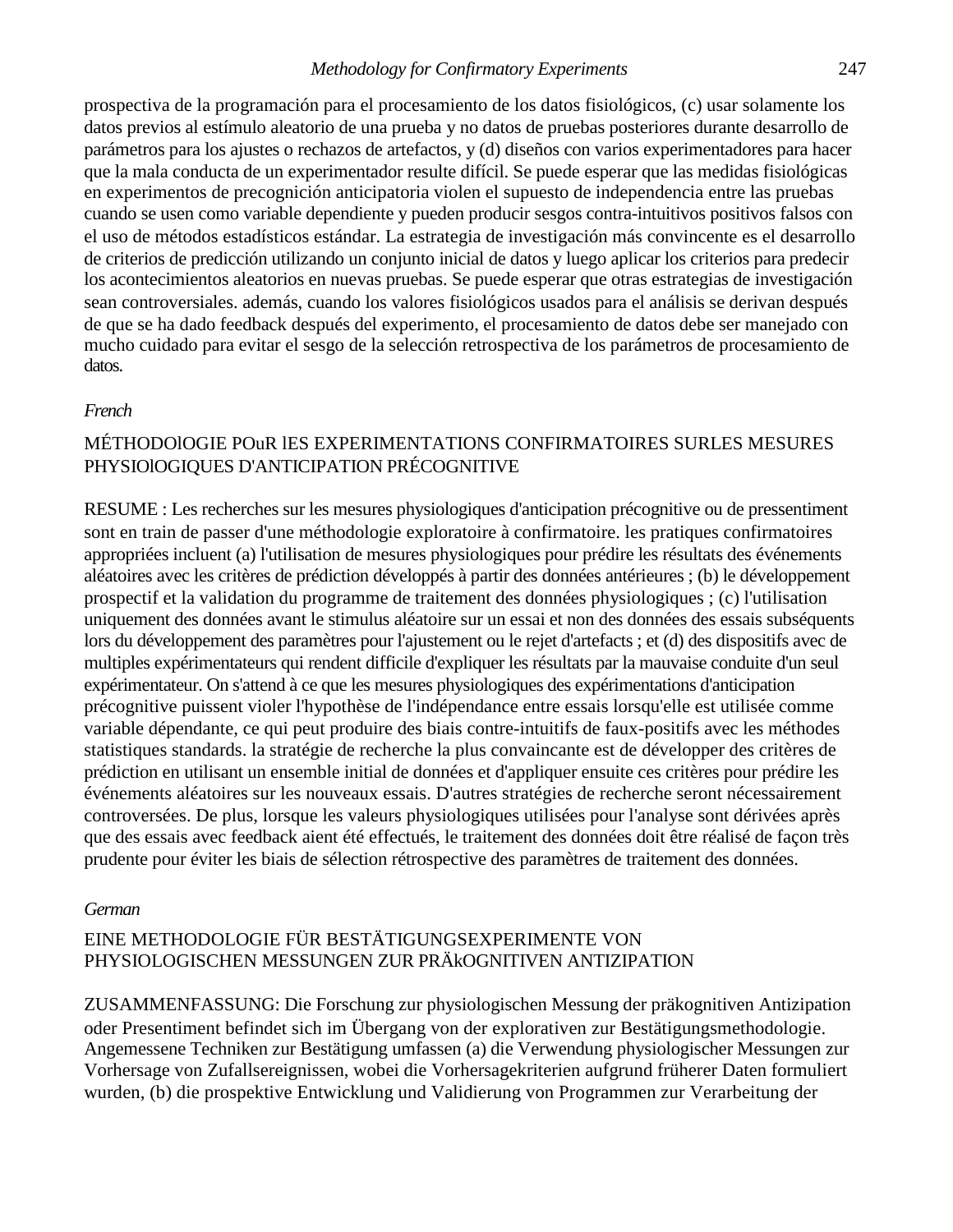prospectiva de la programación para el procesamiento de los datos fisiológicos, (c) usar solamente los datos previos al estímulo aleatorio de una prueba y no datos de pruebas posteriores durante desarrollo de parámetros para los ajustes o rechazos de artefactos, y (d) diseños con varios experimentadores para hacer que la mala conducta de un experimentador resulte difícil. Se puede esperar que las medidas fisiológicas en experimentos de precognición anticipatoria violen el supuesto de independencia entre las pruebas cuando se usen como variable dependiente y pueden producir sesgos contra-intuitivos positivos falsos con el uso de métodos estadísticos estándar. La estrategia de investigación más convincente es el desarrollo de criterios de predicción utilizando un conjunto inicial de datos y luego aplicar los criterios para predecir los acontecimientos aleatorios en nuevas pruebas. Se puede esperar que otras estrategias de investigación sean controversiales. además, cuando los valores fisiológicos usados para el análisis se derivan después de que se ha dado feedback después del experimento, el procesamiento de datos debe ser manejado con mucho cuidado para evitar el sesgo de la selección retrospectiva de los parámetros de procesamiento de datos.

*French*

MÉTHODOlOGIE POuR lES EXPERIMENTATIONS CONFIRMATOIRES SURLES MESURES PHYSIOlOGIQUES D'ANTICIPATION PRÉCOGNITIVE

RESUME : Les recherches sur les mesures physiologiques d'anticipation précognitive ou de pressentiment sont en train de passer d'une méthodologie exploratoire à confirmatoire. les pratiques confirmatoires appropriées incluent (a) l'utilisation de mesures physiologiques pour prédire les résultats des événements aléatoires avec les critères de prédiction développés à partir des données antérieures ; (b) le développement prospectif et la validation du programme de traitement des données physiologiques ; (c) l'utilisation uniquement des données avant le stimulus aléatoire sur un essai et non des données des essais subséquents lors du développement des paramètres pour l'ajustement ou le rejet d'artefacts ; et (d) des dispositifs avec de multiples expérimentateurs qui rendent difficile d'expliquer les résultats par la mauvaise conduite d'un seul expérimentateur. On s'attend à ce que les mesures physiologiques des expérimentations d'anticipation précognitive puissent violer l'hypothèse de l'indépendance entre essais lorsqu'elle est utilisée comme variable dépendante, ce qui peut produire des biais contre-intuitifs de faux-positifs avec les méthodes statistiques standards. la stratégie de recherche la plus convaincante est de développer des critères de prédiction en utilisant un ensemble initial de données et d'appliquer ensuite ces critères pour prédire les événements aléatoires sur les nouveaux essais. D'autres stratégies de recherche seront nécessairement controversées. De plus, lorsque les valeurs physiologiques utilisées pour l'analyse sont dérivées après que des essais avec feedback aient été effectués, le traitement des données doit être réalisé de façon très prudente pour éviter les biais de sélection rétrospective des paramètres de traitement des données.

*German*

EINE METHODOLOGIE FÜR BESTÄTIGUNGSEXPERIMENTE VON PHYSIOLOGISCHEN MESSUNGEN ZUR PRÄkOGNITIVEN ANTIZIPATION

ZUSAMMENFASSUNG: Die Forschung zur physiologischen Messung der präkognitiven Antizipation oder Presentiment befindet sich im Übergang von der explorativen zur Bestätigungsmethodologie. Angemessene Techniken zur Bestätigung umfassen (a) die Verwendung physiologischer Messungen zur Vorhersage von Zufallsereignissen, wobei die Vorhersagekriterien aufgrund früherer Daten formuliert wurden, (b) die prospektive Entwicklung und Validierung von Programmen zur Verarbeitung der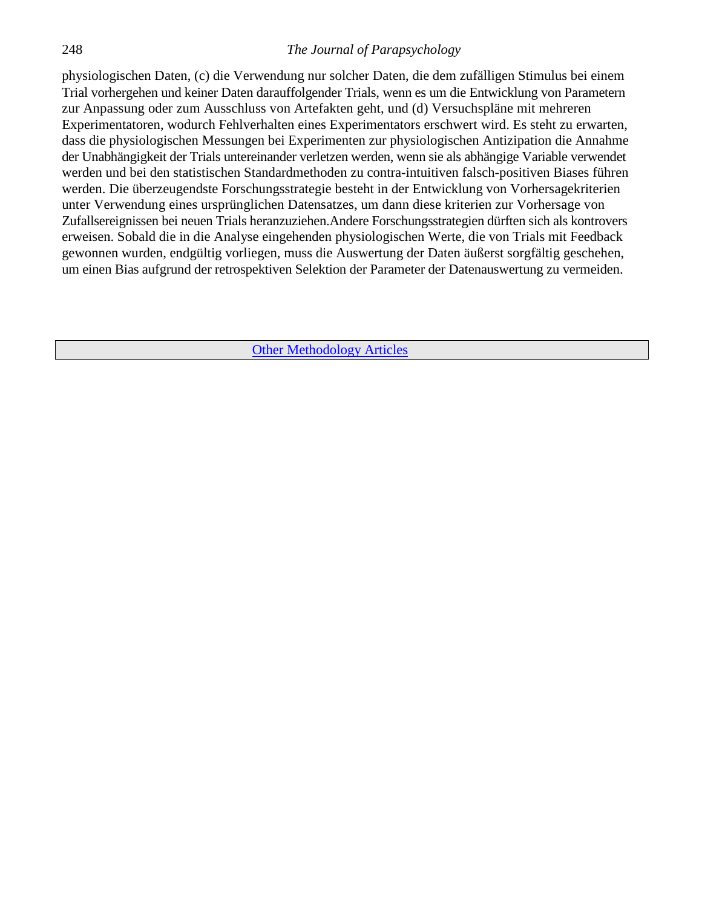physiologischen Daten, (c) die Verwendung nur solcher Daten, die dem zufälligen Stimulus bei einem Trial vorhergehen und keiner Daten darauffolgender Trials, wenn es um die Entwicklung von Parametern zur Anpassung oder zum Ausschluss von Artefakten geht, und (d) Versuchspläne mit mehreren Experimentatoren, wodurch Fehlverhalten eines Experimentators erschwert wird. Es steht zu erwarten, dass die physiologischen Messungen bei Experimenten zur physiologischen Antizipation die Annahme der Unabhängigkeit der Trials untereinander verletzen werden, wenn sie als abhängige Variable verwendet werden und bei den statistischen Standardmethoden zu contra-intuitiven falsch-positiven Biases führen werden. Die überzeugendste Forschungsstrategie besteht in der Entwicklung von Vorhersagekriterien unter Verwendung eines ursprünglichen Datensatzes, um dann diese kriterien zur Vorhersage von Zufallsereignissen bei neuen Trials heranzuziehen.Andere Forschungsstrategien dürften sich als kontrovers erweisen. Sobald die in die Analyse eingehenden physiologischen Werte, die von Trials mit Feedback gewonnen wurden, endgültig vorliegen, muss die Auswertung der Daten äußerst sorgfältig geschehen, um einen Bias aufgrund der retrospektiven Selektion der Parameter der Datenauswertung zu vermeiden.

Other Methodology Articles